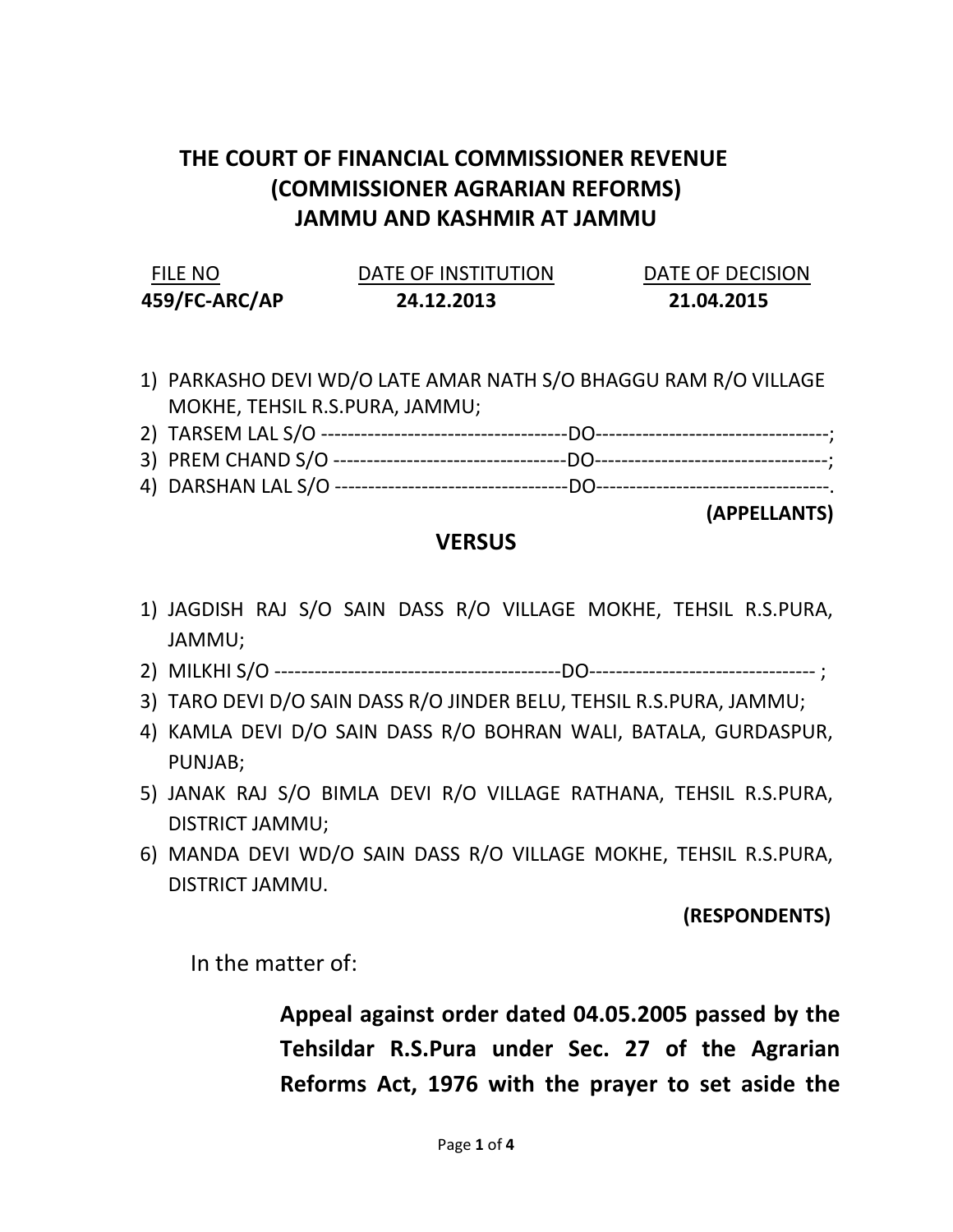# THE COURT OF FINANCIAL COMMISSIONER REVENUE (COMMISSIONER AGRARIAN REFORMS) JAMMU AND KASHMIR AT JAMMU

| FILE NO | DATE OF INSTITUTION | DATE OF DECISION |
|---|---|---|
| **459/FC-ARC/AP** | **24.12.2013** | **21.04.2015** |

1) PARKASHO DEVI WD/O LATE AMAR NATH S/O BHAGGU RAM R/O VILLAGE MOKHE, TEHSIL R.S.PURA, JAMMU;
2) TARSEM LAL S/O -------------------------------------DO-----------------------------------;
3) PREM CHAND S/O -----------------------------------DO-----------------------------------;
4) DARSHAN LAL S/O -----------------------------------DO-----------------------------------.

**(APPELLANTS)**

**VERSUS**

1) JAGDISH RAJ S/O SAIN DASS R/O VILLAGE MOKHE, TEHSIL R.S.PURA, JAMMU;
2) MILKHI S/O -------------------------------------------DO---------------------------------- ;
3) TARO DEVI D/O SAIN DASS R/O JINDER BELU, TEHSIL R.S.PURA, JAMMU;
4) KAMLA DEVI D/O SAIN DASS R/O BOHRAN WALI, BATALA, GURDASPUR, PUNJAB;
5) JANAK RAJ S/O BIMLA DEVI R/O VILLAGE RATHANA, TEHSIL R.S.PURA, DISTRICT JAMMU;
6) MANDA DEVI WD/O SAIN DASS R/O VILLAGE MOKHE, TEHSIL R.S.PURA, DISTRICT JAMMU.

**(RESPONDENTS)**

In the matter of:

**Appeal against order dated 04.05.2005 passed by the Tehsildar R.S.Pura under Sec. 27 of the Agrarian Reforms Act, 1976 with the prayer to set aside the**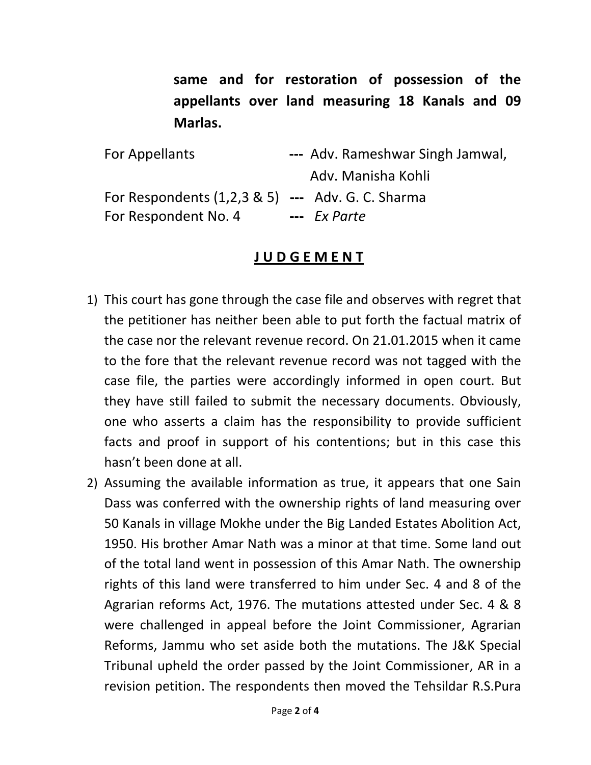**same and for restoration of possession of the appellants over land measuring 18 Kanals and 09 Marlas.**

| | | |
|---|---|---|
| For Appellants | --- | Adv. Rameshwar Singh Jamwal, Adv. Manisha Kohli |
| For Respondents (1,2,3 & 5) | --- | Adv. G. C. Sharma |
| For Respondent No. 4 | --- | *Ex Parte* |

## **J U D G E M E N T**

1) This court has gone through the case file and observes with regret that the petitioner has neither been able to put forth the factual matrix of the case nor the relevant revenue record. On 21.01.2015 when it came to the fore that the relevant revenue record was not tagged with the case file, the parties were accordingly informed in open court. But they have still failed to submit the necessary documents. Obviously, one who asserts a claim has the responsibility to provide sufficient facts and proof in support of his contentions; but in this case this hasn't been done at all.

2) Assuming the available information as true, it appears that one Sain Dass was conferred with the ownership rights of land measuring over 50 Kanals in village Mokhe under the Big Landed Estates Abolition Act, 1950. His brother Amar Nath was a minor at that time. Some land out of the total land went in possession of this Amar Nath. The ownership rights of this land were transferred to him under Sec. 4 and 8 of the Agrarian reforms Act, 1976. The mutations attested under Sec. 4 & 8 were challenged in appeal before the Joint Commissioner, Agrarian Reforms, Jammu who set aside both the mutations. The J&K Special Tribunal upheld the order passed by the Joint Commissioner, AR in a revision petition. The respondents then moved the Tehsildar R.S.Pura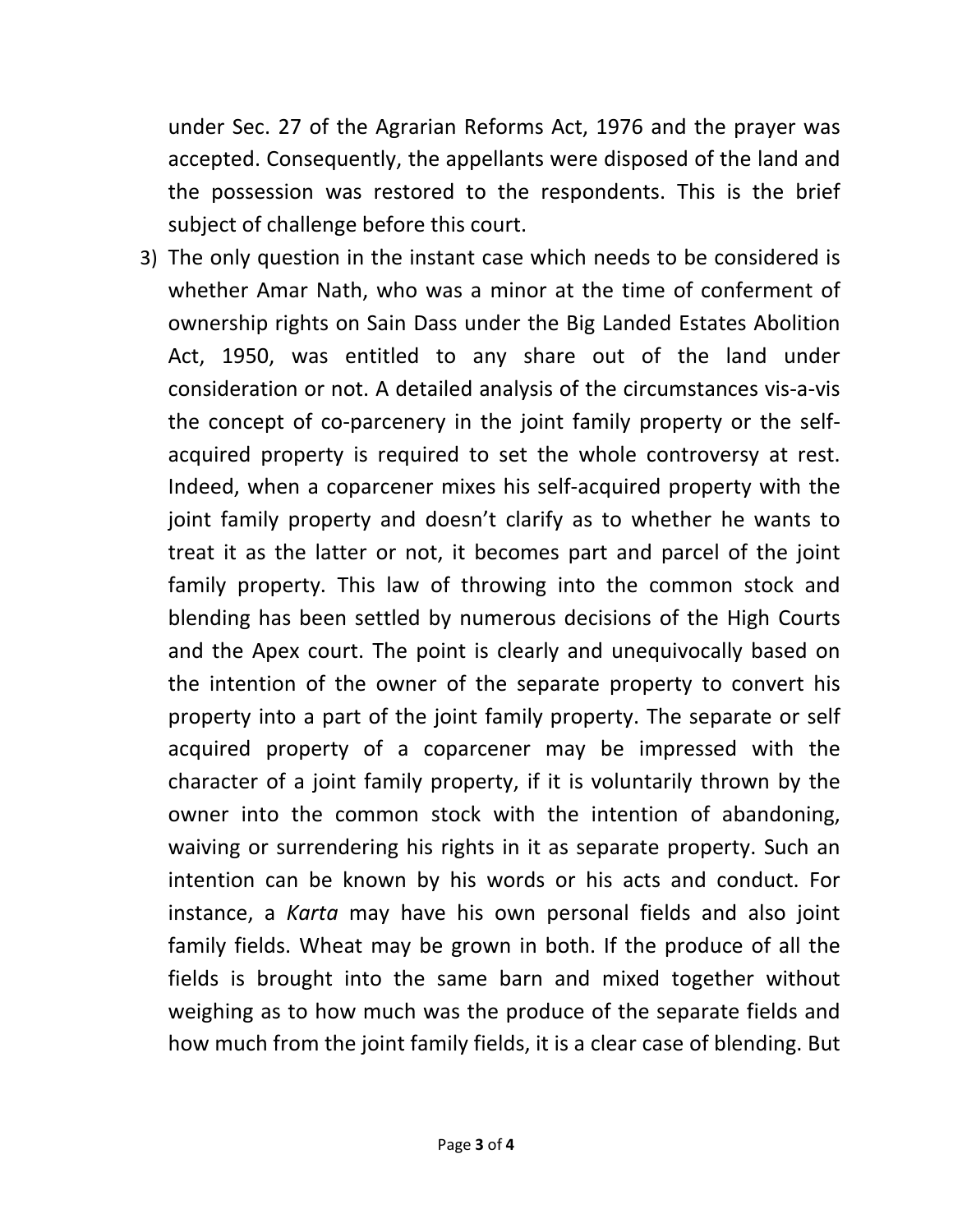under Sec. 27 of the Agrarian Reforms Act, 1976 and the prayer was accepted. Consequently, the appellants were disposed of the land and the possession was restored to the respondents. This is the brief subject of challenge before this court.

3) The only question in the instant case which needs to be considered is whether Amar Nath, who was a minor at the time of conferment of ownership rights on Sain Dass under the Big Landed Estates Abolition Act, 1950, was entitled to any share out of the land under consideration or not. A detailed analysis of the circumstances vis-a-vis the concept of co-parcenery in the joint family property or the self-acquired property is required to set the whole controversy at rest. Indeed, when a coparcener mixes his self-acquired property with the joint family property and doesn't clarify as to whether he wants to treat it as the latter or not, it becomes part and parcel of the joint family property. This law of throwing into the common stock and blending has been settled by numerous decisions of the High Courts and the Apex court. The point is clearly and unequivocally based on the intention of the owner of the separate property to convert his property into a part of the joint family property. The separate or self acquired property of a coparcener may be impressed with the character of a joint family property, if it is voluntarily thrown by the owner into the common stock with the intention of abandoning, waiving or surrendering his rights in it as separate property. Such an intention can be known by his words or his acts and conduct. For instance, a *Karta* may have his own personal fields and also joint family fields. Wheat may be grown in both. If the produce of all the fields is brought into the same barn and mixed together without weighing as to how much was the produce of the separate fields and how much from the joint family fields, it is a clear case of blending. But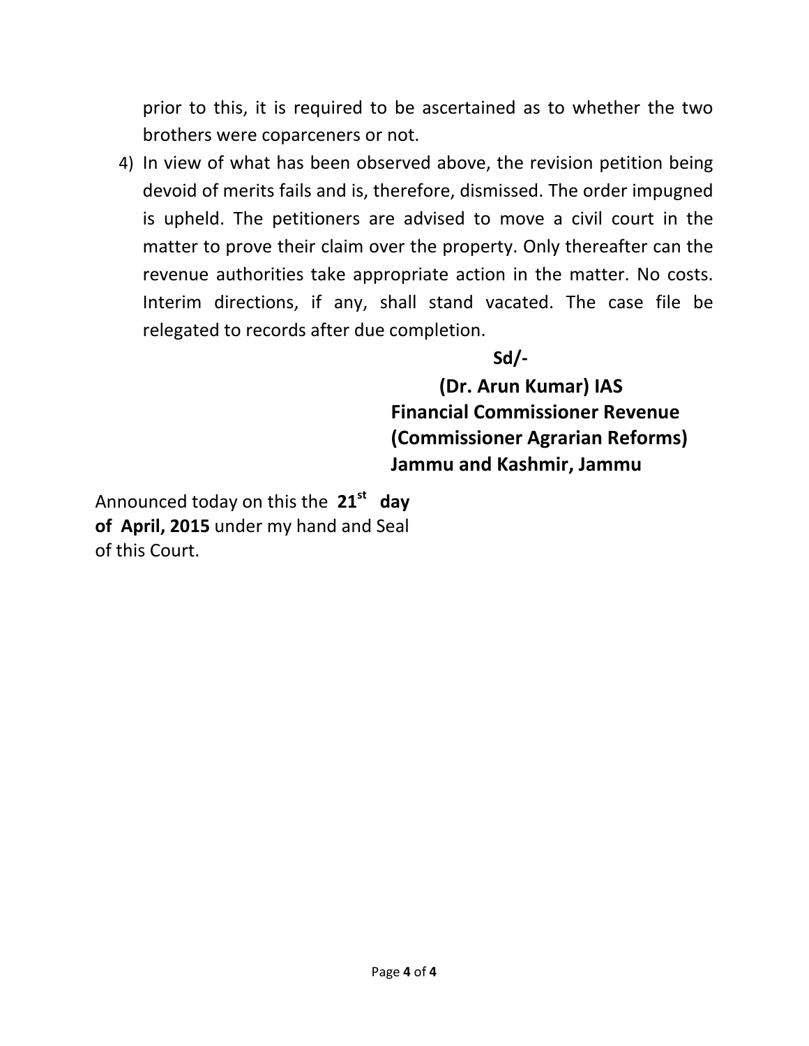prior to this, it is required to be ascertained as to whether the two brothers were coparceners or not.

4) In view of what has been observed above, the revision petition being devoid of merits fails and is, therefore, dismissed. The order impugned is upheld. The petitioners are advised to move a civil court in the matter to prove their claim over the property. Only thereafter can the revenue authorities take appropriate action in the matter. No costs. Interim directions, if any, shall stand vacated. The case file be relegated to records after due completion.

**Sd/-**

**(Dr. Arun Kumar) IAS**
**Financial Commissioner Revenue**
**(Commissioner Agrarian Reforms)**
**Jammu and Kashmir, Jammu**

Announced today on this the **21st day of April, 2015** under my hand and Seal of this Court.